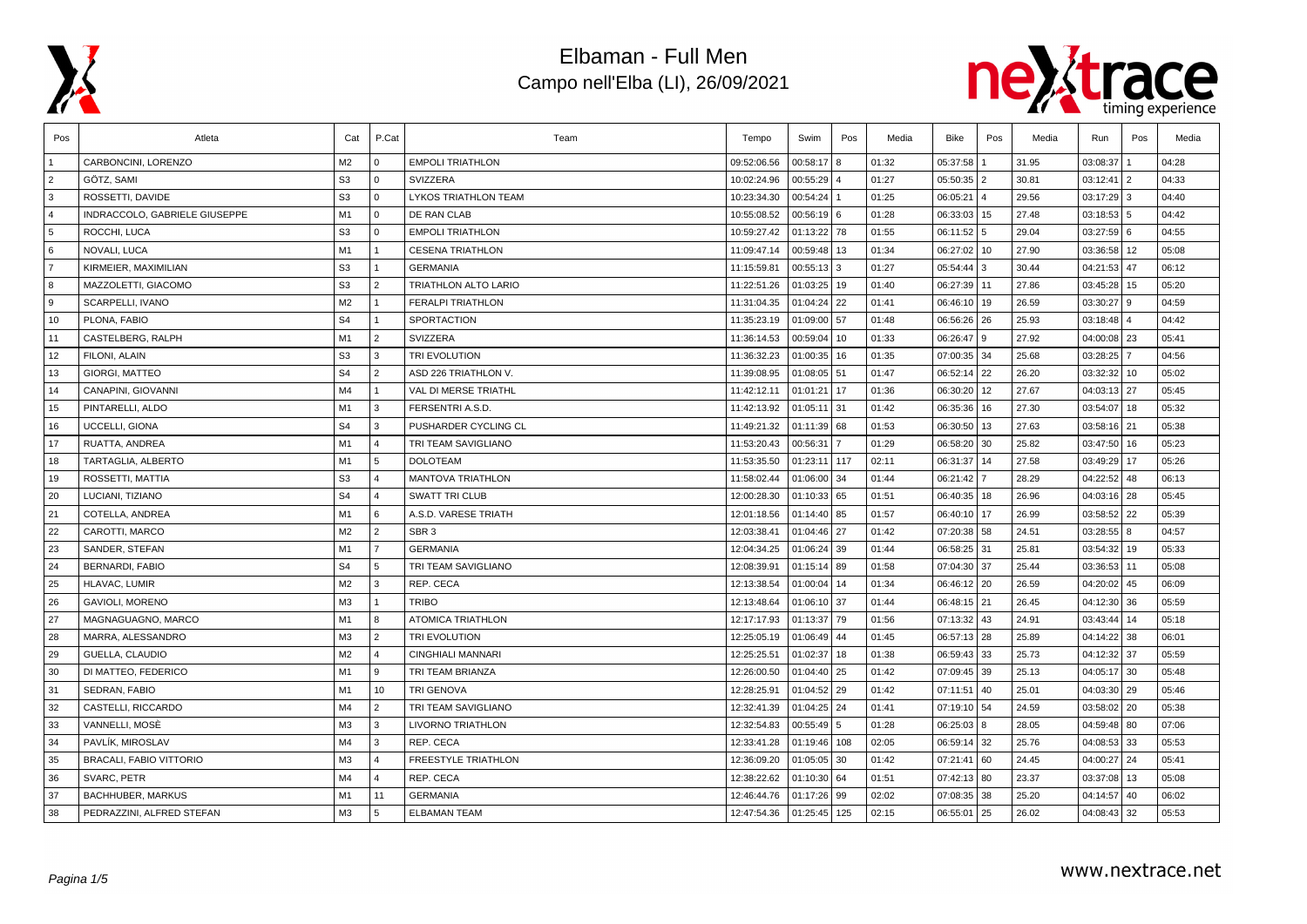# Elbaman - Full Men

## Campo nell'Elba (LI), 26/09/2021

| Pos | Atleta | Cat | P.Cat | Team | Tempo | Swim | Pos | Media | Bike | Pos | Media | Run | Pos | Media |
|---|---|---|---|---|---|---|---|---|---|---|---|---|---|---|
| 1 | CARBONCINI, LORENZO | M2 | 0 | EMPOLI TRIATHLON | 09:52:06.56 | 00:58:17 | 8 | 01:32 | 05:37:58 | 1 | 31.95 | 03:08:37 | 1 | 04:28 |
| 2 | GÖTZ, SAMI | S3 | 0 | SVIZZERA | 10:02:24.96 | 00:55:29 | 4 | 01:27 | 05:50:35 | 2 | 30.81 | 03:12:41 | 2 | 04:33 |
| 3 | ROSSETTI, DAVIDE | S3 | 0 | LYKOS TRIATHLON TEAM | 10:23:34.30 | 00:54:24 | 1 | 01:25 | 06:05:21 | 4 | 29.56 | 03:17:29 | 3 | 04:40 |
| 4 | INDRACCOLO, GABRIELE GIUSEPPE | M1 | 0 | DE RAN CLAB | 10:55:08.52 | 00:56:19 | 6 | 01:28 | 06:33:03 | 15 | 27.48 | 03:18:53 | 5 | 04:42 |
| 5 | ROCCHI, LUCA | S3 | 0 | EMPOLI TRIATHLON | 10:59:27.42 | 01:13:22 | 78 | 01:55 | 06:11:52 | 5 | 29.04 | 03:27:59 | 6 | 04:55 |
| 6 | NOVALI, LUCA | M1 | 1 | CESENA TRIATHLON | 11:09:47.14 | 00:59:48 | 13 | 01:34 | 06:27:02 | 10 | 27.90 | 03:36:58 | 12 | 05:08 |
| 7 | KIRMEIER, MAXIMILIAN | S3 | 1 | GERMANIA | 11:15:59.81 | 00:55:13 | 3 | 01:27 | 05:54:44 | 3 | 30.44 | 04:21:53 | 47 | 06:12 |
| 8 | MAZZOLETTI, GIACOMO | S3 | 2 | TRIATHLON ALTO LARIO | 11:22:51.26 | 01:03:25 | 19 | 01:40 | 06:27:39 | 11 | 27.86 | 03:45:28 | 15 | 05:20 |
| 9 | SCARPELLI, IVANO | M2 | 1 | FERALPI TRIATHLON | 11:31:04.35 | 01:04:24 | 22 | 01:41 | 06:46:10 | 19 | 26.59 | 03:30:27 | 9 | 04:59 |
| 10 | PLONA, FABIO | S4 | 1 | SPORTACTION | 11:35:23.19 | 01:09:00 | 57 | 01:48 | 06:56:26 | 26 | 25.93 | 03:18:48 | 4 | 04:42 |
| 11 | CASTELBERG, RALPH | M1 | 2 | SVIZZERA | 11:36:14.53 | 00:59:04 | 10 | 01:33 | 06:26:47 | 9 | 27.92 | 04:00:08 | 23 | 05:41 |
| 12 | FILONI, ALAIN | S3 | 3 | TRI EVOLUTION | 11:36:32.23 | 01:00:35 | 16 | 01:35 | 07:00:35 | 34 | 25.68 | 03:28:25 | 7 | 04:56 |
| 13 | GIORGI, MATTEO | S4 | 2 | ASD 226 TRIATHLON V. | 11:39:08.95 | 01:08:05 | 51 | 01:47 | 06:52:14 | 22 | 26.20 | 03:32:32 | 10 | 05:02 |
| 14 | CANAPINI, GIOVANNI | M4 | 1 | VAL DI MERSE TRIATHL | 11:42:12.11 | 01:01:21 | 17 | 01:36 | 06:30:20 | 12 | 27.67 | 04:03:13 | 27 | 05:45 |
| 15 | PINTARELLI, ALDO | M1 | 3 | FERSENTRI A.S.D. | 11:42:13.92 | 01:05:11 | 31 | 01:42 | 06:35:36 | 16 | 27.30 | 03:54:07 | 18 | 05:32 |
| 16 | UCCELLI, GIONA | S4 | 3 | PUSHARDER CYCLING CL | 11:49:21.32 | 01:11:39 | 68 | 01:53 | 06:30:50 | 13 | 27.63 | 03:58:16 | 21 | 05:38 |
| 17 | RUATTA, ANDREA | M1 | 4 | TRI TEAM SAVIGLIANO | 11:53:20.43 | 00:56:31 | 7 | 01:29 | 06:58:20 | 30 | 25.82 | 03:47:50 | 16 | 05:23 |
| 18 | TARTAGLIA, ALBERTO | M1 | 5 | DOLOTEAM | 11:53:35.50 | 01:23:11 | 117 | 02:11 | 06:31:37 | 14 | 27.58 | 03:49:29 | 17 | 05:26 |
| 19 | ROSSETTI, MATTIA | S3 | 4 | MANTOVA TRIATHLON | 11:58:02.44 | 01:06:00 | 34 | 01:44 | 06:21:42 | 7 | 28.29 | 04:22:52 | 48 | 06:13 |
| 20 | LUCIANI, TIZIANO | S4 | 4 | SWATT TRI CLUB | 12:00:28.30 | 01:10:33 | 65 | 01:51 | 06:40:35 | 18 | 26.96 | 04:03:16 | 28 | 05:45 |
| 21 | COTELLA, ANDREA | M1 | 6 | A.S.D. VARESE TRIATH | 12:01:18.56 | 01:14:40 | 85 | 01:57 | 06:40:10 | 17 | 26.99 | 03:58:52 | 22 | 05:39 |
| 22 | CAROTTI, MARCO | M2 | 2 | SBR 3 | 12:03:38.41 | 01:04:46 | 27 | 01:42 | 07:20:38 | 58 | 24.51 | 03:28:55 | 8 | 04:57 |
| 23 | SANDER, STEFAN | M1 | 7 | GERMANIA | 12:04:34.25 | 01:06:24 | 39 | 01:44 | 06:58:25 | 31 | 25.81 | 03:54:32 | 19 | 05:33 |
| 24 | BERNARDI, FABIO | S4 | 5 | TRI TEAM SAVIGLIANO | 12:08:39.91 | 01:15:14 | 89 | 01:58 | 07:04:30 | 37 | 25.44 | 03:36:53 | 11 | 05:08 |
| 25 | HLAVAC, LUMIR | M2 | 3 | REP. CECA | 12:13:38.54 | 01:00:04 | 14 | 01:34 | 06:46:12 | 20 | 26.59 | 04:20:02 | 45 | 06:09 |
| 26 | GAVIOLI, MORENO | M3 | 1 | TRIBO | 12:13:48.64 | 01:06:10 | 37 | 01:44 | 06:48:15 | 21 | 26.45 | 04:12:30 | 36 | 05:59 |
| 27 | MAGNAGUAGNO, MARCO | M1 | 8 | ATOMICA TRIATHLON | 12:17:17.93 | 01:13:37 | 79 | 01:56 | 07:13:32 | 43 | 24.91 | 03:43:44 | 14 | 05:18 |
| 28 | MARRA, ALESSANDRO | M3 | 2 | TRI EVOLUTION | 12:25:05.19 | 01:06:49 | 44 | 01:45 | 06:57:13 | 28 | 25.89 | 04:14:22 | 38 | 06:01 |
| 29 | GUELLA, CLAUDIO | M2 | 4 | CINGHIALI MANNARI | 12:25:25.51 | 01:02:37 | 18 | 01:38 | 06:59:43 | 33 | 25.73 | 04:12:32 | 37 | 05:59 |
| 30 | DI MATTEO, FEDERICO | M1 | 9 | TRI TEAM BRIANZA | 12:26:00.50 | 01:04:40 | 25 | 01:42 | 07:09:45 | 39 | 25.13 | 04:05:17 | 30 | 05:48 |
| 31 | SEDRAN, FABIO | M1 | 10 | TRI GENOVA | 12:28:25.91 | 01:04:52 | 29 | 01:42 | 07:11:51 | 40 | 25.01 | 04:03:30 | 29 | 05:46 |
| 32 | CASTELLI, RICCARDO | M4 | 2 | TRI TEAM SAVIGLIANO | 12:32:41.39 | 01:04:25 | 24 | 01:41 | 07:19:10 | 54 | 24.59 | 03:58:02 | 20 | 05:38 |
| 33 | VANNELLI, MOSÈ | M3 | 3 | LIVORNO TRIATHLON | 12:32:54.83 | 00:55:49 | 5 | 01:28 | 06:25:03 | 8 | 28.05 | 04:59:48 | 80 | 07:06 |
| 34 | PAVLÍK, MIROSLAV | M4 | 3 | REP. CECA | 12:33:41.28 | 01:19:46 | 108 | 02:05 | 06:59:14 | 32 | 25.76 | 04:08:53 | 33 | 05:53 |
| 35 | BRACALI, FABIO VITTORIO | M3 | 4 | FREESTYLE TRIATHLON | 12:36:09.20 | 01:05:05 | 30 | 01:42 | 07:21:51 | 60 | 24.45 | 04:00:27 | 24 | 05:41 |
| 36 | SVARC, PETR | M4 | 4 | REP. CECA | 12:38:22.62 | 01:10:30 | 64 | 01:51 | 07:42:13 | 80 | 23.37 | 03:37:08 | 13 | 05:08 |
| 37 | BACHHUBER, MARKUS | M1 | 11 | GERMANIA | 12:46:44.76 | 01:17:26 | 99 | 02:02 | 07:08:35 | 38 | 25.20 | 04:14:57 | 40 | 06:02 |
| 38 | PEDRAZZINI, ALFRED STEFAN | M3 | 5 | ELBAMAN TEAM | 12:47:54.36 | 01:25:45 | 125 | 02:15 | 06:55:01 | 25 | 26.02 | 04:08:43 | 32 | 05:53 |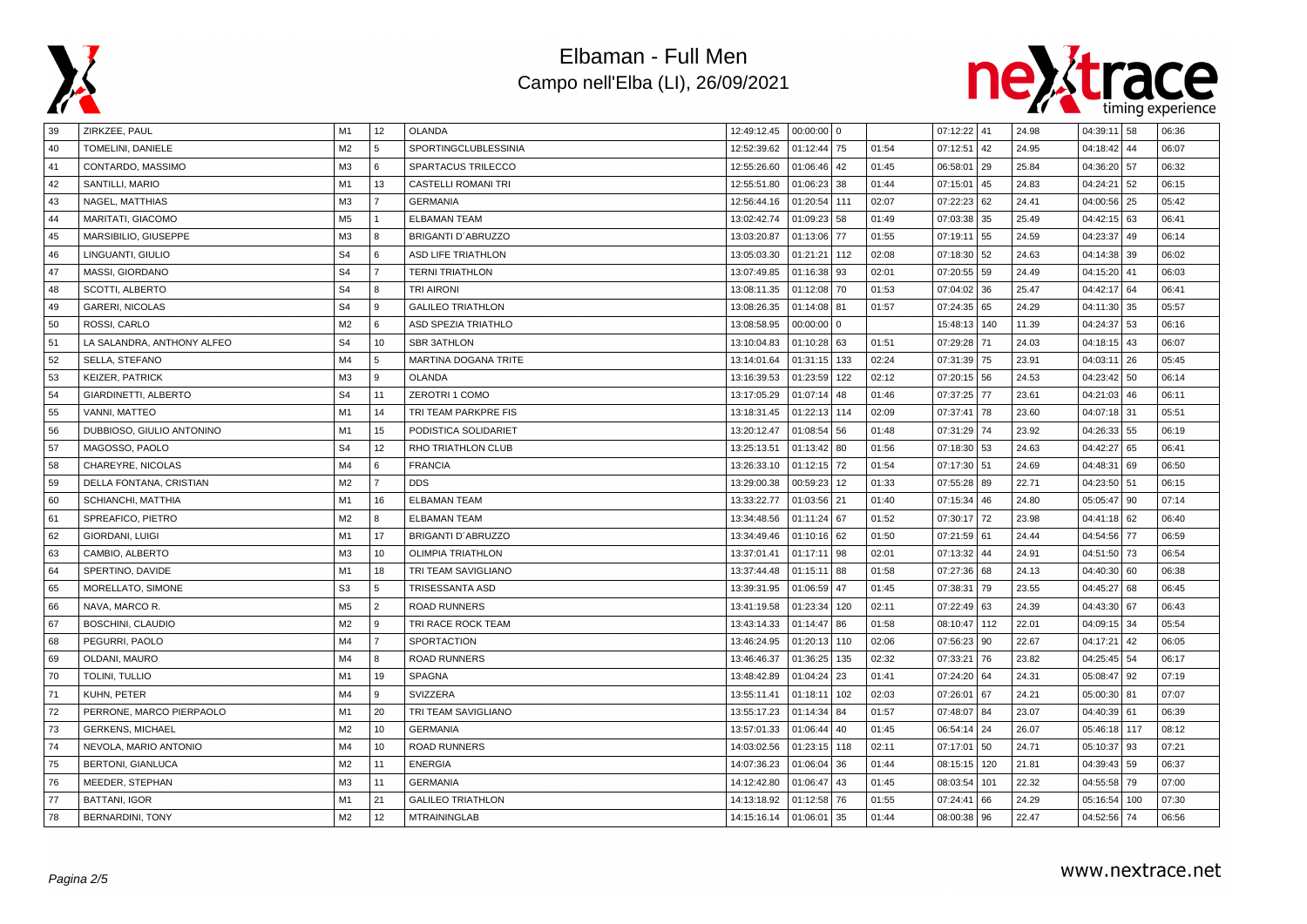# Elbaman - Full Men

## Campo nell'Elba (LI), 26/09/2021

| | | | | | | | | | | | | | | | |
|---|---|---|---|---|---|---|---|---|---|---|---|---|---|---|---|
| 39 | ZIRKZEE, PAUL | M1 | 12 | OLANDA | 12:49:12.45 | 00:00:00 | 0 | | 07:12:22 | 41 | 24.98 | 04:39:11 | 58 | 06:36 |
| 40 | TOMELINI, DANIELE | M2 | 5 | SPORTINGCLUBLESSINIA | 12:52:39.62 | 01:12:44 | 75 | 01:54 | 07:12:51 | 42 | 24.95 | 04:18:42 | 44 | 06:07 |
| 41 | CONTARDO, MASSIMO | M3 | 6 | SPARTACUS TRILECCO | 12:55:26.60 | 01:06:46 | 42 | 01:45 | 06:58:01 | 29 | 25.84 | 04:36:20 | 57 | 06:32 |
| 42 | SANTILLI, MARIO | M1 | 13 | CASTELLI ROMANI TRI | 12:55:51.80 | 01:06:23 | 38 | 01:44 | 07:15:01 | 45 | 24.83 | 04:24:21 | 52 | 06:15 |
| 43 | NAGEL, MATTHIAS | M3 | 7 | GERMANIA | 12:56:44.16 | 01:20:54 | 111 | 02:07 | 07:22:23 | 62 | 24.41 | 04:00:56 | 25 | 05:42 |
| 44 | MARITATI, GIACOMO | M5 | 1 | ELBAMAN TEAM | 13:02:42.74 | 01:09:23 | 58 | 01:49 | 07:03:38 | 35 | 25.49 | 04:42:15 | 63 | 06:41 |
| 45 | MARSIBILIO, GIUSEPPE | M3 | 8 | BRIGANTI D´ABRUZZO | 13:03:20.87 | 01:13:06 | 77 | 01:55 | 07:19:11 | 55 | 24.59 | 04:23:37 | 49 | 06:14 |
| 46 | LINGUANTI, GIULIO | S4 | 6 | ASD LIFE TRIATHLON | 13:05:03.30 | 01:21:21 | 112 | 02:08 | 07:18:30 | 52 | 24.63 | 04:14:38 | 39 | 06:02 |
| 47 | MASSI, GIORDANO | S4 | 7 | TERNI TRIATHLON | 13:07:49.85 | 01:16:38 | 93 | 02:01 | 07:20:55 | 59 | 24.49 | 04:15:20 | 41 | 06:03 |
| 48 | SCOTTI, ALBERTO | S4 | 8 | TRI AIRONI | 13:08:11.35 | 01:12:08 | 70 | 01:53 | 07:04:02 | 36 | 25.47 | 04:42:17 | 64 | 06:41 |
| 49 | GARERI, NICOLAS | S4 | 9 | GALILEO TRIATHLON | 13:08:26.35 | 01:14:08 | 81 | 01:57 | 07:24:35 | 65 | 24.29 | 04:11:30 | 35 | 05:57 |
| 50 | ROSSI, CARLO | M2 | 6 | ASD SPEZIA TRIATHLO | 13:08:58.95 | 00:00:00 | 0 | | 15:48:13 | 140 | 11.39 | 04:24:37 | 53 | 06:16 |
| 51 | LA SALANDRA, ANTHONY ALFEO | S4 | 10 | SBR 3ATHLON | 13:10:04.83 | 01:10:28 | 63 | 01:51 | 07:29:28 | 71 | 24.03 | 04:18:15 | 43 | 06:07 |
| 52 | SELLA, STEFANO | M4 | 5 | MARTINA DOGANA TRITE | 13:14:01.64 | 01:31:15 | 133 | 02:24 | 07:31:39 | 75 | 23.91 | 04:03:11 | 26 | 05:45 |
| 53 | KEIZER, PATRICK | M3 | 9 | OLANDA | 13:16:39.53 | 01:23:59 | 122 | 02:12 | 07:20:15 | 56 | 24.53 | 04:23:42 | 50 | 06:14 |
| 54 | GIARDINETTI, ALBERTO | S4 | 11 | ZEROTRI 1 COMO | 13:17:05.29 | 01:07:14 | 48 | 01:46 | 07:37:25 | 77 | 23.61 | 04:21:03 | 46 | 06:11 |
| 55 | VANNI, MATTEO | M1 | 14 | TRI TEAM PARKPRE FIS | 13:18:31.45 | 01:22:13 | 114 | 02:09 | 07:37:41 | 78 | 23.60 | 04:07:18 | 31 | 05:51 |
| 56 | DUBBIOSO, GIULIO ANTONINO | M1 | 15 | PODISTICA SOLIDARIET | 13:20:12.47 | 01:08:54 | 56 | 01:48 | 07:31:29 | 74 | 23.92 | 04:26:33 | 55 | 06:19 |
| 57 | MAGOSSO, PAOLO | S4 | 12 | RHO TRIATHLON CLUB | 13:25:13.51 | 01:13:42 | 80 | 01:56 | 07:18:30 | 53 | 24.63 | 04:42:27 | 65 | 06:41 |
| 58 | CHAREYRE, NICOLAS | M4 | 6 | FRANCIA | 13:26:33.10 | 01:12:15 | 72 | 01:54 | 07:17:30 | 51 | 24.69 | 04:48:31 | 69 | 06:50 |
| 59 | DELLA FONTANA, CRISTIAN | M2 | 7 | DDS | 13:29:00.38 | 00:59:23 | 12 | 01:33 | 07:55:28 | 89 | 22.71 | 04:23:50 | 51 | 06:15 |
| 60 | SCHIANCHI, MATTHIA | M1 | 16 | ELBAMAN TEAM | 13:33:22.77 | 01:03:56 | 21 | 01:40 | 07:15:34 | 46 | 24.80 | 05:05:47 | 90 | 07:14 |
| 61 | SPREAFICO, PIETRO | M2 | 8 | ELBAMAN TEAM | 13:34:48.56 | 01:11:24 | 67 | 01:52 | 07:30:17 | 72 | 23.98 | 04:41:18 | 62 | 06:40 |
| 62 | GIORDANI, LUIGI | M1 | 17 | BRIGANTI D´ABRUZZO | 13:34:49.46 | 01:10:16 | 62 | 01:50 | 07:21:59 | 61 | 24.44 | 04:54:56 | 77 | 06:59 |
| 63 | CAMBIO, ALBERTO | M3 | 10 | OLIMPIA TRIATHLON | 13:37:01.41 | 01:17:11 | 98 | 02:01 | 07:13:32 | 44 | 24.91 | 04:51:50 | 73 | 06:54 |
| 64 | SPERTINO, DAVIDE | M1 | 18 | TRI TEAM SAVIGLIANO | 13:37:44.48 | 01:15:11 | 88 | 01:58 | 07:27:36 | 68 | 24.13 | 04:40:30 | 60 | 06:38 |
| 65 | MORELLATO, SIMONE | S3 | 5 | TRISESSANTA ASD | 13:39:31.95 | 01:06:59 | 47 | 01:45 | 07:38:31 | 79 | 23.55 | 04:45:27 | 68 | 06:45 |
| 66 | NAVA, MARCO R. | M5 | 2 | ROAD RUNNERS | 13:41:19.58 | 01:23:34 | 120 | 02:11 | 07:22:49 | 63 | 24.39 | 04:43:30 | 67 | 06:43 |
| 67 | BOSCHINI, CLAUDIO | M2 | 9 | TRI RACE ROCK TEAM | 13:43:14.33 | 01:14:47 | 86 | 01:58 | 08:10:47 | 112 | 22.01 | 04:09:15 | 34 | 05:54 |
| 68 | PEGURRI, PAOLO | M4 | 7 | SPORTACTION | 13:46:24.95 | 01:20:13 | 110 | 02:06 | 07:56:23 | 90 | 22.67 | 04:17:21 | 42 | 06:05 |
| 69 | OLDANI, MAURO | M4 | 8 | ROAD RUNNERS | 13:46:46.37 | 01:36:25 | 135 | 02:32 | 07:33:21 | 76 | 23.82 | 04:25:45 | 54 | 06:17 |
| 70 | TOLINI, TULLIO | M1 | 19 | SPAGNA | 13:48:42.89 | 01:04:24 | 23 | 01:41 | 07:24:20 | 64 | 24.31 | 05:08:47 | 92 | 07:19 |
| 71 | KUHN, PETER | M4 | 9 | SVIZZERA | 13:55:11.41 | 01:18:11 | 102 | 02:03 | 07:26:01 | 67 | 24.21 | 05:00:30 | 81 | 07:07 |
| 72 | PERRONE, MARCO PIERPAOLO | M1 | 20 | TRI TEAM SAVIGLIANO | 13:55:17.23 | 01:14:34 | 84 | 01:57 | 07:48:07 | 84 | 23.07 | 04:40:39 | 61 | 06:39 |
| 73 | GERKENS, MICHAEL | M2 | 10 | GERMANIA | 13:57:01.33 | 01:06:44 | 40 | 01:45 | 06:54:14 | 24 | 26.07 | 05:46:18 | 117 | 08:12 |
| 74 | NEVOLA, MARIO ANTONIO | M4 | 10 | ROAD RUNNERS | 14:03:02.56 | 01:23:15 | 118 | 02:11 | 07:17:01 | 50 | 24.71 | 05:10:37 | 93 | 07:21 |
| 75 | BERTONI, GIANLUCA | M2 | 11 | ENERGIA | 14:07:36.23 | 01:06:04 | 36 | 01:44 | 08:15:15 | 120 | 21.81 | 04:39:43 | 59 | 06:37 |
| 76 | MEEDER, STEPHAN | M3 | 11 | GERMANIA | 14:12:42.80 | 01:06:47 | 43 | 01:45 | 08:03:54 | 101 | 22.32 | 04:55:58 | 79 | 07:00 |
| 77 | BATTANI, IGOR | M1 | 21 | GALILEO TRIATHLON | 14:13:18.92 | 01:12:58 | 76 | 01:55 | 07:24:41 | 66 | 24.29 | 05:16:54 | 100 | 07:30 |
| 78 | BERNARDINI, TONY | M2 | 12 | MTRAININGLAB | 14:15:16.14 | 01:06:01 | 35 | 01:44 | 08:00:38 | 96 | 22.47 | 04:52:56 | 74 | 06:56 |

www.nextrace.net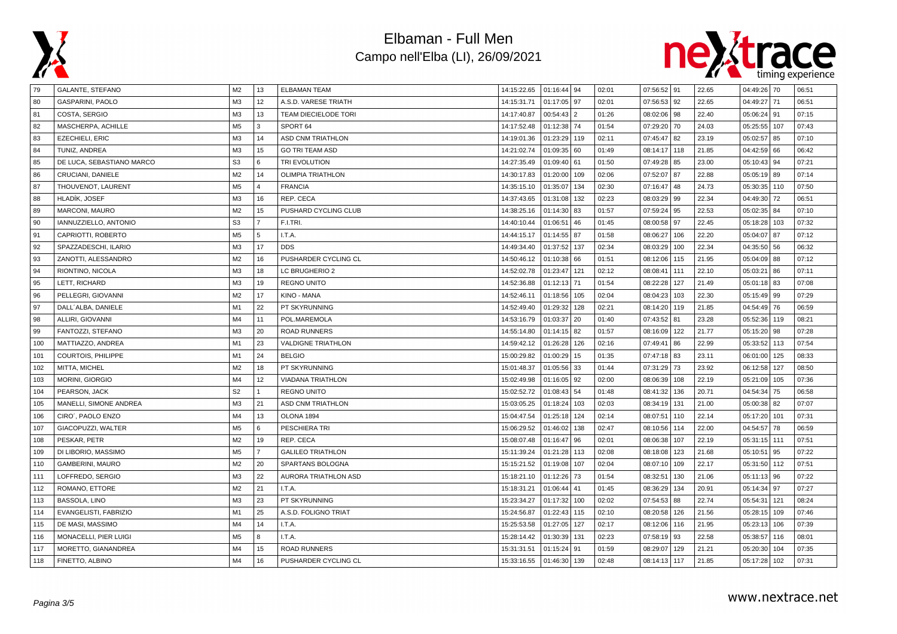# Elbaman - Full Men

## Campo nell'Elba (LI), 26/09/2021

| | | | | | | | | | | | | | | |
|---|---|---|---|---|---|---|---|---|---|---|---|---|---|---|
| 79 | GALANTE, STEFANO | M2 | 13 | ELBAMAN TEAM | 14:15:22.65 | 01:16:44 | 94 | 02:01 | 07:56:52 | 91 | 22.65 | 04:49:26 | 70 | 06:51 |
| 80 | GASPARINI, PAOLO | M3 | 12 | A.S.D. VARESE TRIATH | 14:15:31.71 | 01:17:05 | 97 | 02:01 | 07:56:53 | 92 | 22.65 | 04:49:27 | 71 | 06:51 |
| 81 | COSTA, SERGIO | M3 | 13 | TEAM DIECIELODE TORI | 14:17:40.87 | 00:54:43 | 2 | 01:26 | 08:02:06 | 98 | 22.40 | 05:06:24 | 91 | 07:15 |
| 82 | MASCHERPA, ACHILLE | M5 | 3 | SPORT 64 | 14:17:52.48 | 01:12:38 | 74 | 01:54 | 07:29:20 | 70 | 24.03 | 05:25:55 | 107 | 07:43 |
| 83 | EZECHIELI, ERIC | M3 | 14 | ASD CNM TRIATHLON | 14:19:01.36 | 01:23:29 | 119 | 02:11 | 07:45:47 | 82 | 23.19 | 05:02:57 | 85 | 07:10 |
| 84 | TUNIZ, ANDREA | M3 | 15 | GO TRI TEAM ASD | 14:21:02.74 | 01:09:35 | 60 | 01:49 | 08:14:17 | 118 | 21.85 | 04:42:59 | 66 | 06:42 |
| 85 | DE LUCA, SEBASTIANO MARCO | S3 | 6 | TRI EVOLUTION | 14:27:35.49 | 01:09:40 | 61 | 01:50 | 07:49:28 | 85 | 23.00 | 05:10:43 | 94 | 07:21 |
| 86 | CRUCIANI, DANIELE | M2 | 14 | OLIMPIA TRIATHLON | 14:30:17.83 | 01:20:00 | 109 | 02:06 | 07:52:07 | 87 | 22.88 | 05:05:19 | 89 | 07:14 |
| 87 | THOUVENOT, LAURENT | M5 | 4 | FRANCIA | 14:35:15.10 | 01:35:07 | 134 | 02:30 | 07:16:47 | 48 | 24.73 | 05:30:35 | 110 | 07:50 |
| 88 | HLADIK, JOSEF | M3 | 16 | REP. CECA | 14:37:43.65 | 01:31:08 | 132 | 02:23 | 08:03:29 | 99 | 22.34 | 04:49:30 | 72 | 06:51 |
| 89 | MARCONI, MAURO | M2 | 15 | PUSHARD CYCLING CLUB | 14:38:25.16 | 01:14:30 | 83 | 01:57 | 07:59:24 | 95 | 22.53 | 05:02:35 | 84 | 07:10 |
| 90 | IANNUZZIELLO, ANTONIO | S3 | 7 | F.I.TRI. | 14:40:10.44 | 01:06:51 | 46 | 01:45 | 08:00:58 | 97 | 22.45 | 05:18:28 | 103 | 07:32 |
| 91 | CAPRIOTTI, ROBERTO | M5 | 5 | I.T.A. | 14:44:15.17 | 01:14:55 | 87 | 01:58 | 08:06:27 | 106 | 22.20 | 05:04:07 | 87 | 07:12 |
| 92 | SPAZZADESCHI, ILARIO | M3 | 17 | DDS | 14:49:34.40 | 01:37:52 | 137 | 02:34 | 08:03:29 | 100 | 22.34 | 04:35:50 | 56 | 06:32 |
| 93 | ZANOTTI, ALESSANDRO | M2 | 16 | PUSHARDER CYCLING CL | 14:50:46.12 | 01:10:38 | 66 | 01:51 | 08:12:06 | 115 | 21.95 | 05:04:09 | 88 | 07:12 |
| 94 | RIONTINO, NICOLA | M3 | 18 | LC BRUGHERIO 2 | 14:52:02.78 | 01:23:47 | 121 | 02:12 | 08:08:41 | 111 | 22.10 | 05:03:21 | 86 | 07:11 |
| 95 | LETT, RICHARD | M3 | 19 | REGNO UNITO | 14:52:36.88 | 01:12:13 | 71 | 01:54 | 08:22:28 | 127 | 21.49 | 05:01:18 | 83 | 07:08 |
| 96 | PELLEGRI, GIOVANNI | M2 | 17 | KINO - MANA | 14:52:46.11 | 01:18:56 | 105 | 02:04 | 08:04:23 | 103 | 22.30 | 05:15:49 | 99 | 07:29 |
| 97 | DALL´ALBA, DANIELE | M1 | 22 | PT SKYRUNNING | 14:52:49.40 | 01:29:32 | 128 | 02:21 | 08:14:20 | 119 | 21.85 | 04:54:49 | 76 | 06:59 |
| 98 | ALLIRI, GIOVANNI | M4 | 11 | POL.MAREMOLA | 14:53:16.79 | 01:03:37 | 20 | 01:40 | 07:43:52 | 81 | 23.28 | 05:52:36 | 119 | 08:21 |
| 99 | FANTOZZI, STEFANO | M3 | 20 | ROAD RUNNERS | 14:55:14.80 | 01:14:15 | 82 | 01:57 | 08:16:09 | 122 | 21.77 | 05:15:20 | 98 | 07:28 |
| 100 | MATTIAZZO, ANDREA | M1 | 23 | VALDIGNE TRIATHLON | 14:59:42.12 | 01:26:28 | 126 | 02:16 | 07:49:41 | 86 | 22.99 | 05:33:52 | 113 | 07:54 |
| 101 | COURTOIS, PHILIPPE | M1 | 24 | BELGIO | 15:00:29.82 | 01:00:29 | 15 | 01:35 | 07:47:18 | 83 | 23.11 | 06:01:00 | 125 | 08:33 |
| 102 | MITTA, MICHEL | M2 | 18 | PT SKYRUNNING | 15:01:48.37 | 01:05:56 | 33 | 01:44 | 07:31:29 | 73 | 23.92 | 06:12:58 | 127 | 08:50 |
| 103 | MORINI, GIORGIO | M4 | 12 | VIADANA TRIATHLON | 15:02:49.98 | 01:16:05 | 92 | 02:00 | 08:06:39 | 108 | 22.19 | 05:21:09 | 105 | 07:36 |
| 104 | PEARSON, JACK | S2 | 1 | REGNO UNITO | 15:02:52.72 | 01:08:43 | 54 | 01:48 | 08:41:32 | 136 | 20.71 | 04:54:34 | 75 | 06:58 |
| 105 | MANELLI, SIMONE ANDREA | M3 | 21 | ASD CNM TRIATHLON | 15:03:05.25 | 01:18:24 | 103 | 02:03 | 08:34:19 | 131 | 21.00 | 05:00:38 | 82 | 07:07 |
| 106 | CIRO´, PAOLO ENZO | M4 | 13 | OLONA 1894 | 15:04:47.54 | 01:25:18 | 124 | 02:14 | 08:07:51 | 110 | 22.14 | 05:17:20 | 101 | 07:31 |
| 107 | GIACOPUZZI, WALTER | M5 | 6 | PESCHIERA TRI | 15:06:29.52 | 01:46:02 | 138 | 02:47 | 08:10:56 | 114 | 22.00 | 04:54:57 | 78 | 06:59 |
| 108 | PESKAR, PETR | M2 | 19 | REP. CECA | 15:08:07.48 | 01:16:47 | 96 | 02:01 | 08:06:38 | 107 | 22.19 | 05:31:15 | 111 | 07:51 |
| 109 | DI LIBORIO, MASSIMO | M5 | 7 | GALILEO TRIATHLON | 15:11:39.24 | 01:21:28 | 113 | 02:08 | 08:18:08 | 123 | 21.68 | 05:10:51 | 95 | 07:22 |
| 110 | GAMBERINI, MAURO | M2 | 20 | SPARTANS BOLOGNA | 15:15:21.52 | 01:19:08 | 107 | 02:04 | 08:07:10 | 109 | 22.17 | 05:31:50 | 112 | 07:51 |
| 111 | LOFFREDO, SERGIO | M3 | 22 | AURORA TRIATHLON ASD | 15:18:21.10 | 01:12:26 | 73 | 01:54 | 08:32:51 | 130 | 21.06 | 05:11:13 | 96 | 07:22 |
| 112 | ROMANO, ETTORE | M2 | 21 | I.T.A. | 15:18:31.21 | 01:06:44 | 41 | 01:45 | 08:36:29 | 134 | 20.91 | 05:14:34 | 97 | 07:27 |
| 113 | BASSOLA, LINO | M3 | 23 | PT SKYRUNNING | 15:23:34.27 | 01:17:32 | 100 | 02:02 | 07:54:53 | 88 | 22.74 | 05:54:31 | 121 | 08:24 |
| 114 | EVANGELISTI, FABRIZIO | M1 | 25 | A.S.D. FOLIGNO TRIAT | 15:24:56.87 | 01:22:43 | 115 | 02:10 | 08:20:58 | 126 | 21.56 | 05:28:15 | 109 | 07:46 |
| 115 | DE MASI, MASSIMO | M4 | 14 | I.T.A. | 15:25:53.58 | 01:27:05 | 127 | 02:17 | 08:12:06 | 116 | 21.95 | 05:23:13 | 106 | 07:39 |
| 116 | MONACELLI, PIER LUIGI | M5 | 8 | I.T.A. | 15:28:14.42 | 01:30:39 | 131 | 02:23 | 07:58:19 | 93 | 22.58 | 05:38:57 | 116 | 08:01 |
| 117 | MORETTO, GIANANDREA | M4 | 15 | ROAD RUNNERS | 15:31:31.51 | 01:15:24 | 91 | 01:59 | 08:29:07 | 129 | 21.21 | 05:20:30 | 104 | 07:35 |
| 118 | FINETTO, ALBINO | M4 | 16 | PUSHARDER CYCLING CL | 15:33:16.55 | 01:46:30 | 139 | 02:48 | 08:14:13 | 117 | 21.85 | 05:17:28 | 102 | 07:31 |

www.nextrace.net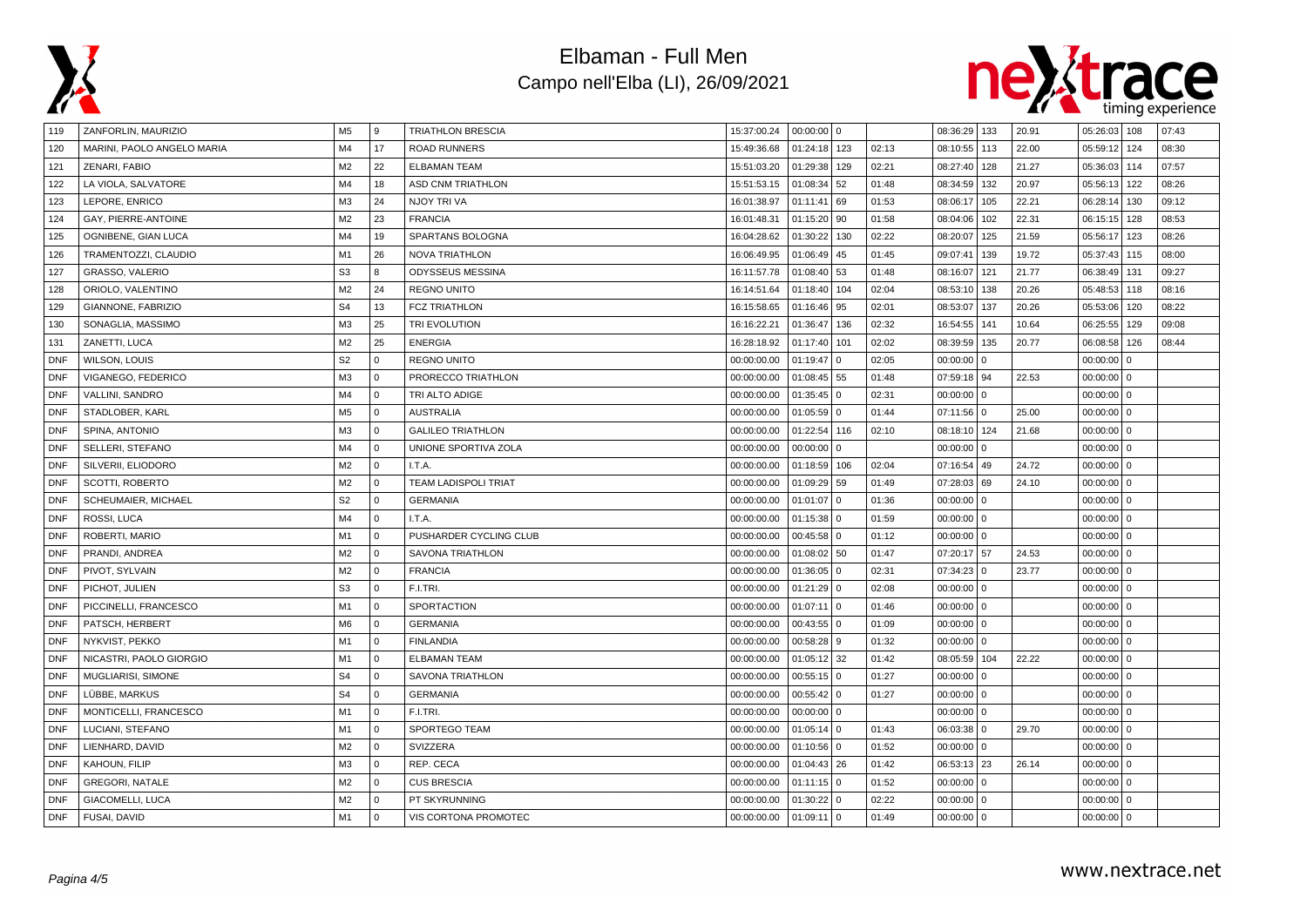# Elbaman - Full Men

## Campo nell'Elba (LI), 26/09/2021

| | | | | | | | | | | | | | | | |
|---|---|---|---|---|---|---|---|---|---|---|---|---|---|---|---|
| 119 | ZANFORLIN, MAURIZIO | M5 | 9 | TRIATHLON BRESCIA | 15:37:00.24 | 00:00:00 | 0 | | 08:36:29 | 133 | 20.91 | 05:26:03 | 108 | 07:43 |
| 120 | MARINI, PAOLO ANGELO MARIA | M4 | 17 | ROAD RUNNERS | 15:49:36.68 | 01:24:18 | 123 | 02:13 | 08:10:55 | 113 | 22.00 | 05:59:12 | 124 | 08:30 |
| 121 | ZENARI, FABIO | M2 | 22 | ELBAMAN TEAM | 15:51:03.20 | 01:29:38 | 129 | 02:21 | 08:27:40 | 128 | 21.27 | 05:36:03 | 114 | 07:57 |
| 122 | LA VIOLA, SALVATORE | M4 | 18 | ASD CNM TRIATHLON | 15:51:53.15 | 01:08:34 | 52 | 01:48 | 08:34:59 | 132 | 20.97 | 05:56:13 | 122 | 08:26 |
| 123 | LEPORE, ENRICO | M3 | 24 | NJOY TRI VA | 16:01:38.97 | 01:11:41 | 69 | 01:53 | 08:06:17 | 105 | 22.21 | 06:28:14 | 130 | 09:12 |
| 124 | GAY, PIERRE-ANTOINE | M2 | 23 | FRANCIA | 16:01:48.31 | 01:15:20 | 90 | 01:58 | 08:04:06 | 102 | 22.31 | 06:15:15 | 128 | 08:53 |
| 125 | OGNIBENE, GIAN LUCA | M4 | 19 | SPARTANS BOLOGNA | 16:04:28.62 | 01:30:22 | 130 | 02:22 | 08:20:07 | 125 | 21.59 | 05:56:17 | 123 | 08:26 |
| 126 | TRAMENTOZZI, CLAUDIO | M1 | 26 | NOVA TRIATHLON | 16:06:49.95 | 01:06:49 | 45 | 01:45 | 09:07:41 | 139 | 19.72 | 05:37:43 | 115 | 08:00 |
| 127 | GRASSO, VALERIO | S3 | 8 | ODYSSEUS MESSINA | 16:11:57.78 | 01:08:40 | 53 | 01:48 | 08:16:07 | 121 | 21.77 | 06:38:49 | 131 | 09:27 |
| 128 | ORIOLO, VALENTINO | M2 | 24 | REGNO UNITO | 16:14:51.64 | 01:18:40 | 104 | 02:04 | 08:53:10 | 138 | 20.26 | 05:48:53 | 118 | 08:16 |
| 129 | GIANNONE, FABRIZIO | S4 | 13 | FCZ TRIATHLON | 16:15:58.65 | 01:16:46 | 95 | 02:01 | 08:53:07 | 137 | 20.26 | 05:53:06 | 120 | 08:22 |
| 130 | SONAGLIA, MASSIMO | M3 | 25 | TRI EVOLUTION | 16:16:22.21 | 01:36:47 | 136 | 02:32 | 16:54:55 | 141 | 10.64 | 06:25:55 | 129 | 09:08 |
| 131 | ZANETTI, LUCA | M2 | 25 | ENERGIA | 16:28:18.92 | 01:17:40 | 101 | 02:02 | 08:39:59 | 135 | 20.77 | 06:08:58 | 126 | 08:44 |
| DNF | WILSON, LOUIS | S2 | 0 | REGNO UNITO | 00:00:00.00 | 01:19:47 | 0 | 02:05 | 00:00:00 | 0 | | 00:00:00 | 0 | |
| DNF | VIGANEGO, FEDERICO | M3 | 0 | PRORECCO TRIATHLON | 00:00:00.00 | 01:08:45 | 55 | 01:48 | 07:59:18 | 94 | 22.53 | 00:00:00 | 0 | |
| DNF | VALLINI, SANDRO | M4 | 0 | TRI ALTO ADIGE | 00:00:00.00 | 01:35:45 | 0 | 02:31 | 00:00:00 | 0 | | 00:00:00 | 0 | |
| DNF | STADLOBER, KARL | M5 | 0 | AUSTRALIA | 00:00:00.00 | 01:05:59 | 0 | 01:44 | 07:11:56 | 0 | 25.00 | 00:00:00 | 0 | |
| DNF | SPINA, ANTONIO | M3 | 0 | GALILEO TRIATHLON | 00:00:00.00 | 01:22:54 | 116 | 02:10 | 08:18:10 | 124 | 21.68 | 00:00:00 | 0 | |
| DNF | SELLERI, STEFANO | M4 | 0 | UNIONE SPORTIVA ZOLA | 00:00:00.00 | 00:00:00 | 0 | | 00:00:00 | 0 | | 00:00:00 | 0 | |
| DNF | SILVERII, ELIODORO | M2 | 0 | I.T.A. | 00:00:00.00 | 01:18:59 | 106 | 02:04 | 07:16:54 | 49 | 24.72 | 00:00:00 | 0 | |
| DNF | SCOTTI, ROBERTO | M2 | 0 | TEAM LADISPOLI TRIAT | 00:00:00.00 | 01:09:29 | 59 | 01:49 | 07:28:03 | 69 | 24.10 | 00:00:00 | 0 | |
| DNF | SCHEUMAIER, MICHAEL | S2 | 0 | GERMANIA | 00:00:00.00 | 01:01:07 | 0 | 01:36 | 00:00:00 | 0 | | 00:00:00 | 0 | |
| DNF | ROSSI, LUCA | M4 | 0 | I.T.A. | 00:00:00.00 | 01:15:38 | 0 | 01:59 | 00:00:00 | 0 | | 00:00:00 | 0 | |
| DNF | ROBERTI, MARIO | M1 | 0 | PUSHARDER CYCLING CLUB | 00:00:00.00 | 00:45:58 | 0 | 01:12 | 00:00:00 | 0 | | 00:00:00 | 0 | |
| DNF | PRANDI, ANDREA | M2 | 0 | SAVONA TRIATHLON | 00:00:00.00 | 01:08:02 | 50 | 01:47 | 07:20:17 | 57 | 24.53 | 00:00:00 | 0 | |
| DNF | PIVOT, SYLVAIN | M2 | 0 | FRANCIA | 00:00:00.00 | 01:36:05 | 0 | 02:31 | 07:34:23 | 0 | 23.77 | 00:00:00 | 0 | |
| DNF | PICHOT, JULIEN | S3 | 0 | F.I.TRI. | 00:00:00.00 | 01:21:29 | 0 | 02:08 | 00:00:00 | 0 | | 00:00:00 | 0 | |
| DNF | PICCINELLI, FRANCESCO | M1 | 0 | SPORTACTION | 00:00:00.00 | 01:07:11 | 0 | 01:46 | 00:00:00 | 0 | | 00:00:00 | 0 | |
| DNF | PATSCH, HERBERT | M6 | 0 | GERMANIA | 00:00:00.00 | 00:43:55 | 0 | 01:09 | 00:00:00 | 0 | | 00:00:00 | 0 | |
| DNF | NYKVIST, PEKKO | M1 | 0 | FINLANDIA | 00:00:00.00 | 00:58:28 | 9 | 01:32 | 00:00:00 | 0 | | 00:00:00 | 0 | |
| DNF | NICASTRI, PAOLO GIORGIO | M1 | 0 | ELBAMAN TEAM | 00:00:00.00 | 01:05:12 | 32 | 01:42 | 08:05:59 | 104 | 22.22 | 00:00:00 | 0 | |
| DNF | MUGLIARISI, SIMONE | S4 | 0 | SAVONA TRIATHLON | 00:00:00.00 | 00:55:15 | 0 | 01:27 | 00:00:00 | 0 | | 00:00:00 | 0 | |
| DNF | LÜBBE, MARKUS | S4 | 0 | GERMANIA | 00:00:00.00 | 00:55:42 | 0 | 01:27 | 00:00:00 | 0 | | 00:00:00 | 0 | |
| DNF | MONTICELLI, FRANCESCO | M1 | 0 | F.I.TRI. | 00:00:00.00 | 00:00:00 | 0 | | 00:00:00 | 0 | | 00:00:00 | 0 | |
| DNF | LUCIANI, STEFANO | M1 | 0 | SPORTEGO TEAM | 00:00:00.00 | 01:05:14 | 0 | 01:43 | 06:03:38 | 0 | 29.70 | 00:00:00 | 0 | |
| DNF | LIENHARD, DAVID | M2 | 0 | SVIZZERA | 00:00:00.00 | 01:10:56 | 0 | 01:52 | 00:00:00 | 0 | | 00:00:00 | 0 | |
| DNF | KAHOUN, FILIP | M3 | 0 | REP. CECA | 00:00:00.00 | 01:04:43 | 26 | 01:42 | 06:53:13 | 23 | 26.14 | 00:00:00 | 0 | |
| DNF | GREGORI, NATALE | M2 | 0 | CUS BRESCIA | 00:00:00.00 | 01:11:15 | 0 | 01:52 | 00:00:00 | 0 | | 00:00:00 | 0 | |
| DNF | GIACOMELLI, LUCA | M2 | 0 | PT SKYRUNNING | 00:00:00.00 | 01:30:22 | 0 | 02:22 | 00:00:00 | 0 | | 00:00:00 | 0 | |
| DNF | FUSAI, DAVID | M1 | 0 | VIS CORTONA PROMOTEC | 00:00:00.00 | 01:09:11 | 0 | 01:49 | 00:00:00 | 0 | | 00:00:00 | 0 | |

www.nextrace.net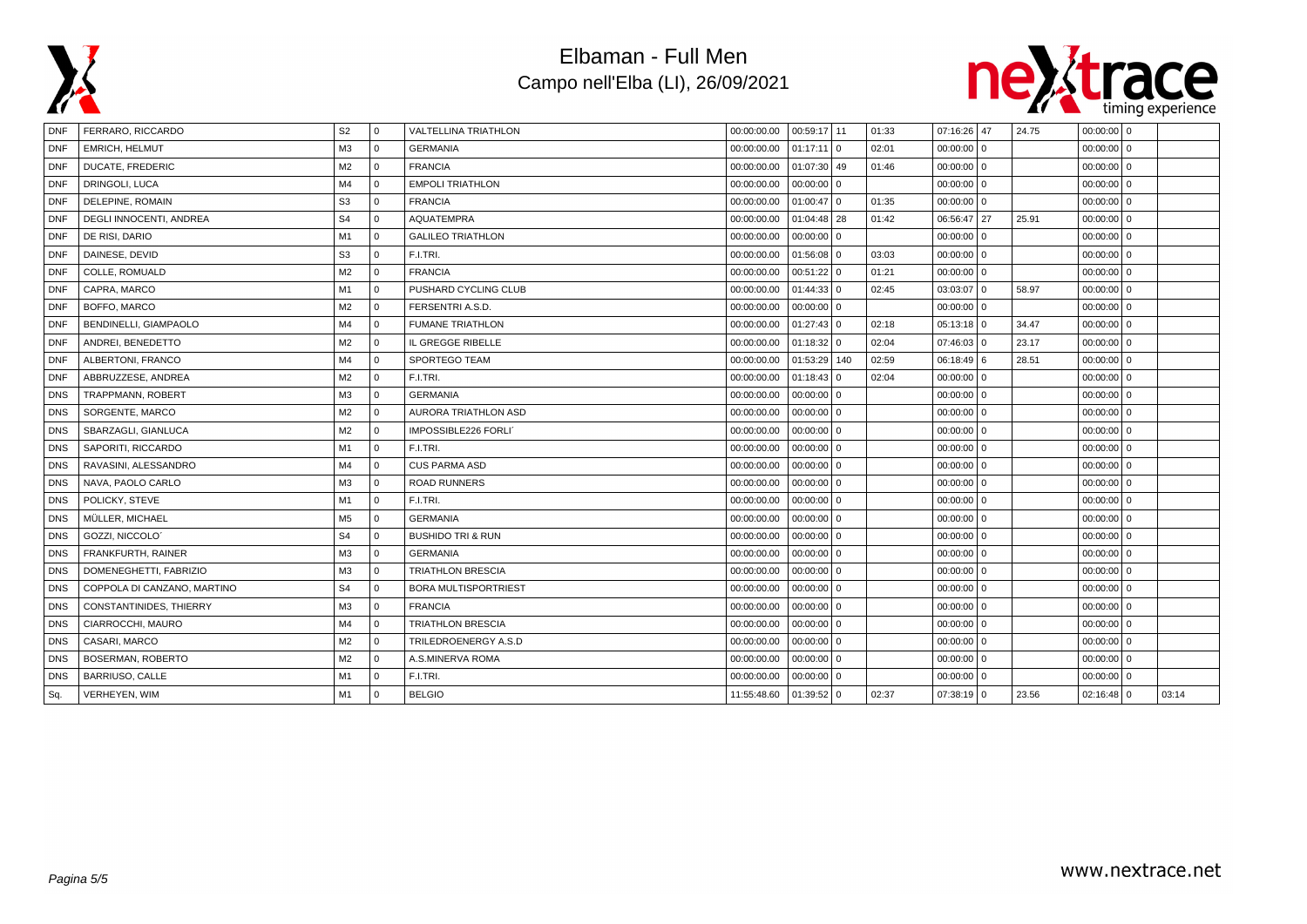# Elbaman - Full Men
## Campo nell'Elba (LI), 26/09/2021

| | | | | | | | | | | | | | | |
|---|---|---|---|---|---|---|---|---|---|---|---|---|---|---|
| DNF | FERRARO, RICCARDO | S2 | 0 | VALTELLINA TRIATHLON | 00:00:00.00 | 00:59:17 | 11 | 01:33 | 07:16:26 | 47 | 24.75 | 00:00:00 | 0 | |
| DNF | EMRICH, HELMUT | M3 | 0 | GERMANIA | 00:00:00.00 | 01:17:11 | 0 | 02:01 | 00:00:00 | 0 | | 00:00:00 | 0 | |
| DNF | DUCATE, FREDERIC | M2 | 0 | FRANCIA | 00:00:00.00 | 01:07:30 | 49 | 01:46 | 00:00:00 | 0 | | 00:00:00 | 0 | |
| DNF | DRINGOLI, LUCA | M4 | 0 | EMPOLI TRIATHLON | 00:00:00.00 | 00:00:00 | 0 | | 00:00:00 | 0 | | 00:00:00 | 0 | |
| DNF | DELEPINE, ROMAIN | S3 | 0 | FRANCIA | 00:00:00.00 | 01:00:47 | 0 | 01:35 | 00:00:00 | 0 | | 00:00:00 | 0 | |
| DNF | DEGLI INNOCENTI, ANDREA | S4 | 0 | AQUATEMPRA | 00:00:00.00 | 01:04:48 | 28 | 01:42 | 06:56:47 | 27 | 25.91 | 00:00:00 | 0 | |
| DNF | DE RISI, DARIO | M1 | 0 | GALILEO TRIATHLON | 00:00:00.00 | 00:00:00 | 0 | | 00:00:00 | 0 | | 00:00:00 | 0 | |
| DNF | DAINESE, DEVID | S3 | 0 | F.I.TRI. | 00:00:00.00 | 01:56:08 | 0 | 03:03 | 00:00:00 | 0 | | 00:00:00 | 0 | |
| DNF | COLLE, ROMUALD | M2 | 0 | FRANCIA | 00:00:00.00 | 00:51:22 | 0 | 01:21 | 00:00:00 | 0 | | 00:00:00 | 0 | |
| DNF | CAPRA, MARCO | M1 | 0 | PUSHARD CYCLING CLUB | 00:00:00.00 | 01:44:33 | 0 | 02:45 | 03:03:07 | 0 | 58.97 | 00:00:00 | 0 | |
| DNF | BOFFO, MARCO | M2 | 0 | FERSENTRI A.S.D. | 00:00:00.00 | 00:00:00 | 0 | | 00:00:00 | 0 | | 00:00:00 | 0 | |
| DNF | BENDINELLI, GIAMPAOLO | M4 | 0 | FUMANE TRIATHLON | 00:00:00.00 | 01:27:43 | 0 | 02:18 | 05:13:18 | 0 | 34.47 | 00:00:00 | 0 | |
| DNF | ANDREI, BENEDETTO | M2 | 0 | IL GREGGE RIBELLE | 00:00:00.00 | 01:18:32 | 0 | 02:04 | 07:46:03 | 0 | 23.17 | 00:00:00 | 0 | |
| DNF | ALBERTONI, FRANCO | M4 | 0 | SPORTEGO TEAM | 00:00:00.00 | 01:53:29 | 140 | 02:59 | 06:18:49 | 6 | 28.51 | 00:00:00 | 0 | |
| DNF | ABBRUZZESE, ANDREA | M2 | 0 | F.I.TRI. | 00:00:00.00 | 01:18:43 | 0 | 02:04 | 00:00:00 | 0 | | 00:00:00 | 0 | |
| DNS | TRAPPMANN, ROBERT | M3 | 0 | GERMANIA | 00:00:00.00 | 00:00:00 | 0 | | 00:00:00 | 0 | | 00:00:00 | 0 | |
| DNS | SORGENTE, MARCO | M2 | 0 | AURORA TRIATHLON ASD | 00:00:00.00 | 00:00:00 | 0 | | 00:00:00 | 0 | | 00:00:00 | 0 | |
| DNS | SBARZAGLI, GIANLUCA | M2 | 0 | IMPOSSIBLE226 FORLI´ | 00:00:00.00 | 00:00:00 | 0 | | 00:00:00 | 0 | | 00:00:00 | 0 | |
| DNS | SAPORITI, RICCARDO | M1 | 0 | F.I.TRI. | 00:00:00.00 | 00:00:00 | 0 | | 00:00:00 | 0 | | 00:00:00 | 0 | |
| DNS | RAVASINI, ALESSANDRO | M4 | 0 | CUS PARMA ASD | 00:00:00.00 | 00:00:00 | 0 | | 00:00:00 | 0 | | 00:00:00 | 0 | |
| DNS | NAVA, PAOLO CARLO | M3 | 0 | ROAD RUNNERS | 00:00:00.00 | 00:00:00 | 0 | | 00:00:00 | 0 | | 00:00:00 | 0 | |
| DNS | POLICKY, STEVE | M1 | 0 | F.I.TRI. | 00:00:00.00 | 00:00:00 | 0 | | 00:00:00 | 0 | | 00:00:00 | 0 | |
| DNS | MÜLLER, MICHAEL | M5 | 0 | GERMANIA | 00:00:00.00 | 00:00:00 | 0 | | 00:00:00 | 0 | | 00:00:00 | 0 | |
| DNS | GOZZI, NICCOLO´ | S4 | 0 | BUSHIDO TRI & RUN | 00:00:00.00 | 00:00:00 | 0 | | 00:00:00 | 0 | | 00:00:00 | 0 | |
| DNS | FRANKFURTH, RAINER | M3 | 0 | GERMANIA | 00:00:00.00 | 00:00:00 | 0 | | 00:00:00 | 0 | | 00:00:00 | 0 | |
| DNS | DOMENEGHETTI, FABRIZIO | M3 | 0 | TRIATHLON BRESCIA | 00:00:00.00 | 00:00:00 | 0 | | 00:00:00 | 0 | | 00:00:00 | 0 | |
| DNS | COPPOLA DI CANZANO, MARTINO | S4 | 0 | BORA MULTISPORTRIEST | 00:00:00.00 | 00:00:00 | 0 | | 00:00:00 | 0 | | 00:00:00 | 0 | |
| DNS | CONSTANTINIDES, THIERRY | M3 | 0 | FRANCIA | 00:00:00.00 | 00:00:00 | 0 | | 00:00:00 | 0 | | 00:00:00 | 0 | |
| DNS | CIARROCCHI, MAURO | M4 | 0 | TRIATHLON BRESCIA | 00:00:00.00 | 00:00:00 | 0 | | 00:00:00 | 0 | | 00:00:00 | 0 | |
| DNS | CASARI, MARCO | M2 | 0 | TRILEDROENERGY A.S.D | 00:00:00.00 | 00:00:00 | 0 | | 00:00:00 | 0 | | 00:00:00 | 0 | |
| DNS | BOSERMAN, ROBERTO | M2 | 0 | A.S.MINERVA ROMA | 00:00:00.00 | 00:00:00 | 0 | | 00:00:00 | 0 | | 00:00:00 | 0 | |
| DNS | BARRIUSO, CALLE | M1 | 0 | F.I.TRI. | 00:00:00.00 | 00:00:00 | 0 | | 00:00:00 | 0 | | 00:00:00 | 0 | |
| Sq. | VERHEYEN, WIM | M1 | 0 | BELGIO | 11:55:48.60 | 01:39:52 | 0 | 02:37 | 07:38:19 | 0 | 23.56 | 02:16:48 | 0 | 03:14 |

www.nextrace.net